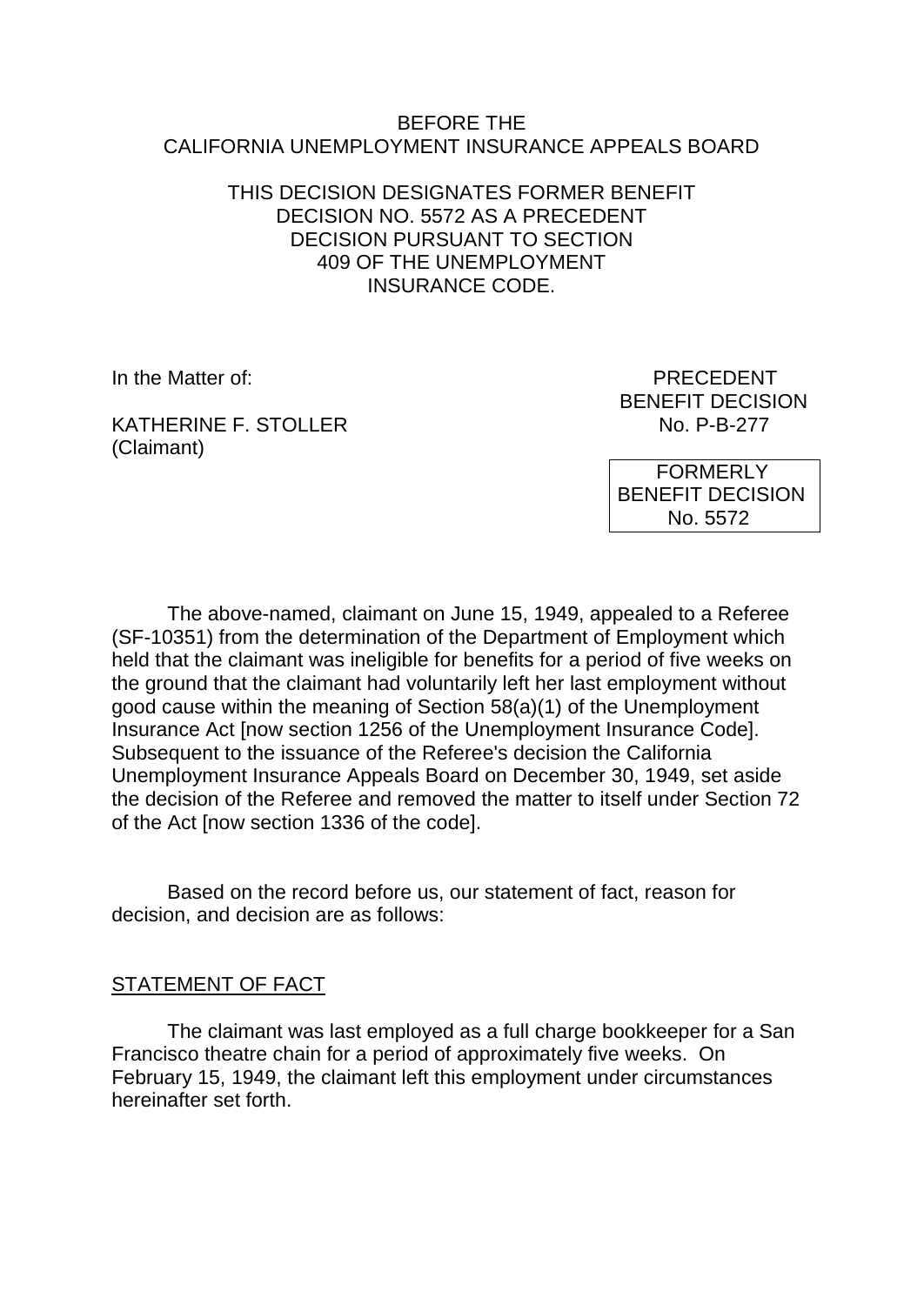BEFORE THE
CALIFORNIA UNEMPLOYMENT INSURANCE APPEALS BOARD

THIS DECISION DESIGNATES FORMER BENEFIT DECISION NO. 5572 AS A PRECEDENT DECISION PURSUANT TO SECTION 409 OF THE UNEMPLOYMENT INSURANCE CODE.

In the Matter of:

KATHERINE F. STOLLER
(Claimant)

PRECEDENT
BENEFIT DECISION
No. P-B-277

FORMERLY
BENEFIT DECISION
No. 5572

The above-named, claimant on June 15, 1949, appealed to a Referee (SF-10351) from the determination of the Department of Employment which held that the claimant was ineligible for benefits for a period of five weeks on the ground that the claimant had voluntarily left her last employment without good cause within the meaning of Section 58(a)(1) of the Unemployment Insurance Act [now section 1256 of the Unemployment Insurance Code]. Subsequent to the issuance of the Referee's decision the California Unemployment Insurance Appeals Board on December 30, 1949, set aside the decision of the Referee and removed the matter to itself under Section 72 of the Act [now section 1336 of the code].

Based on the record before us, our statement of fact, reason for decision, and decision are as follows:

## STATEMENT OF FACT

The claimant was last employed as a full charge bookkeeper for a San Francisco theatre chain for a period of approximately five weeks. On February 15, 1949, the claimant left this employment under circumstances hereinafter set forth.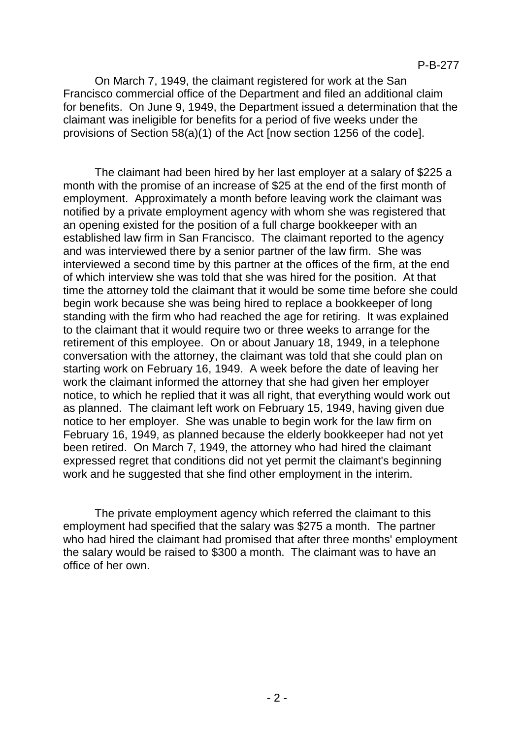On March 7, 1949, the claimant registered for work at the San Francisco commercial office of the Department and filed an additional claim for benefits. On June 9, 1949, the Department issued a determination that the claimant was ineligible for benefits for a period of five weeks under the provisions of Section 58(a)(1) of the Act [now section 1256 of the code].

The claimant had been hired by her last employer at a salary of $225 a month with the promise of an increase of $25 at the end of the first month of employment. Approximately a month before leaving work the claimant was notified by a private employment agency with whom she was registered that an opening existed for the position of a full charge bookkeeper with an established law firm in San Francisco. The claimant reported to the agency and was interviewed there by a senior partner of the law firm. She was interviewed a second time by this partner at the offices of the firm, at the end of which interview she was told that she was hired for the position. At that time the attorney told the claimant that it would be some time before she could begin work because she was being hired to replace a bookkeeper of long standing with the firm who had reached the age for retiring. It was explained to the claimant that it would require two or three weeks to arrange for the retirement of this employee. On or about January 18, 1949, in a telephone conversation with the attorney, the claimant was told that she could plan on starting work on February 16, 1949. A week before the date of leaving her work the claimant informed the attorney that she had given her employer notice, to which he replied that it was all right, that everything would work out as planned. The claimant left work on February 15, 1949, having given due notice to her employer. She was unable to begin work for the law firm on February 16, 1949, as planned because the elderly bookkeeper had not yet been retired. On March 7, 1949, the attorney who had hired the claimant expressed regret that conditions did not yet permit the claimant's beginning work and he suggested that she find other employment in the interim.

The private employment agency which referred the claimant to this employment had specified that the salary was $275 a month. The partner who had hired the claimant had promised that after three months' employment the salary would be raised to $300 a month. The claimant was to have an office of her own.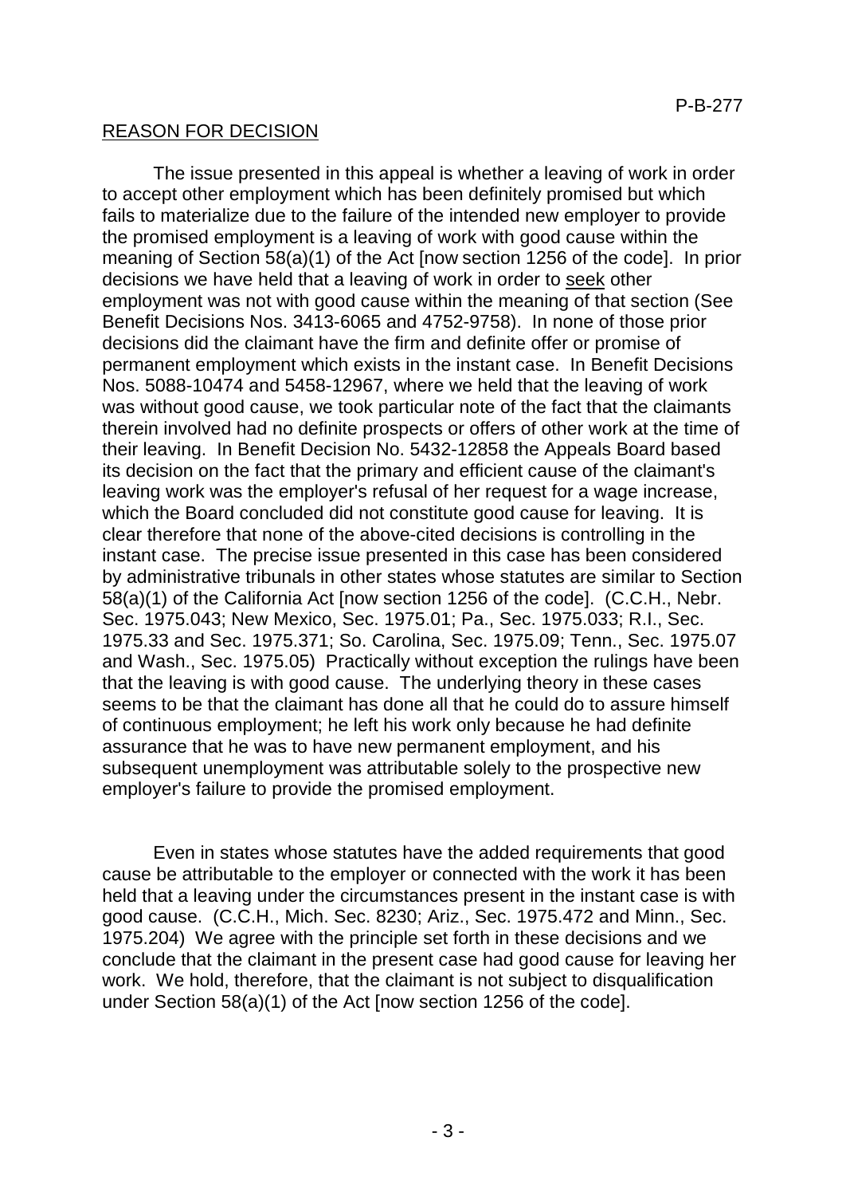## REASON FOR DECISION

The issue presented in this appeal is whether a leaving of work in order to accept other employment which has been definitely promised but which fails to materialize due to the failure of the intended new employer to provide the promised employment is a leaving of work with good cause within the meaning of Section 58(a)(1) of the Act [now section 1256 of the code]. In prior decisions we have held that a leaving of work in order to <u>seek</u> other employment was not with good cause within the meaning of that section (See Benefit Decisions Nos. 3413-6065 and 4752-9758). In none of those prior decisions did the claimant have the firm and definite offer or promise of permanent employment which exists in the instant case. In Benefit Decisions Nos. 5088-10474 and 5458-12967, where we held that the leaving of work was without good cause, we took particular note of the fact that the claimants therein involved had no definite prospects or offers of other work at the time of their leaving. In Benefit Decision No. 5432-12858 the Appeals Board based its decision on the fact that the primary and efficient cause of the claimant's leaving work was the employer's refusal of her request for a wage increase, which the Board concluded did not constitute good cause for leaving. It is clear therefore that none of the above-cited decisions is controlling in the instant case. The precise issue presented in this case has been considered by administrative tribunals in other states whose statutes are similar to Section 58(a)(1) of the California Act [now section 1256 of the code]. (C.C.H., Nebr. Sec. 1975.043; New Mexico, Sec. 1975.01; Pa., Sec. 1975.033; R.I., Sec. 1975.33 and Sec. 1975.371; So. Carolina, Sec. 1975.09; Tenn., Sec. 1975.07 and Wash., Sec. 1975.05) Practically without exception the rulings have been that the leaving is with good cause. The underlying theory in these cases seems to be that the claimant has done all that he could do to assure himself of continuous employment; he left his work only because he had definite assurance that he was to have new permanent employment, and his subsequent unemployment was attributable solely to the prospective new employer's failure to provide the promised employment.

Even in states whose statutes have the added requirements that good cause be attributable to the employer or connected with the work it has been held that a leaving under the circumstances present in the instant case is with good cause. (C.C.H., Mich. Sec. 8230; Ariz., Sec. 1975.472 and Minn., Sec. 1975.204) We agree with the principle set forth in these decisions and we conclude that the claimant in the present case had good cause for leaving her work. We hold, therefore, that the claimant is not subject to disqualification under Section 58(a)(1) of the Act [now section 1256 of the code].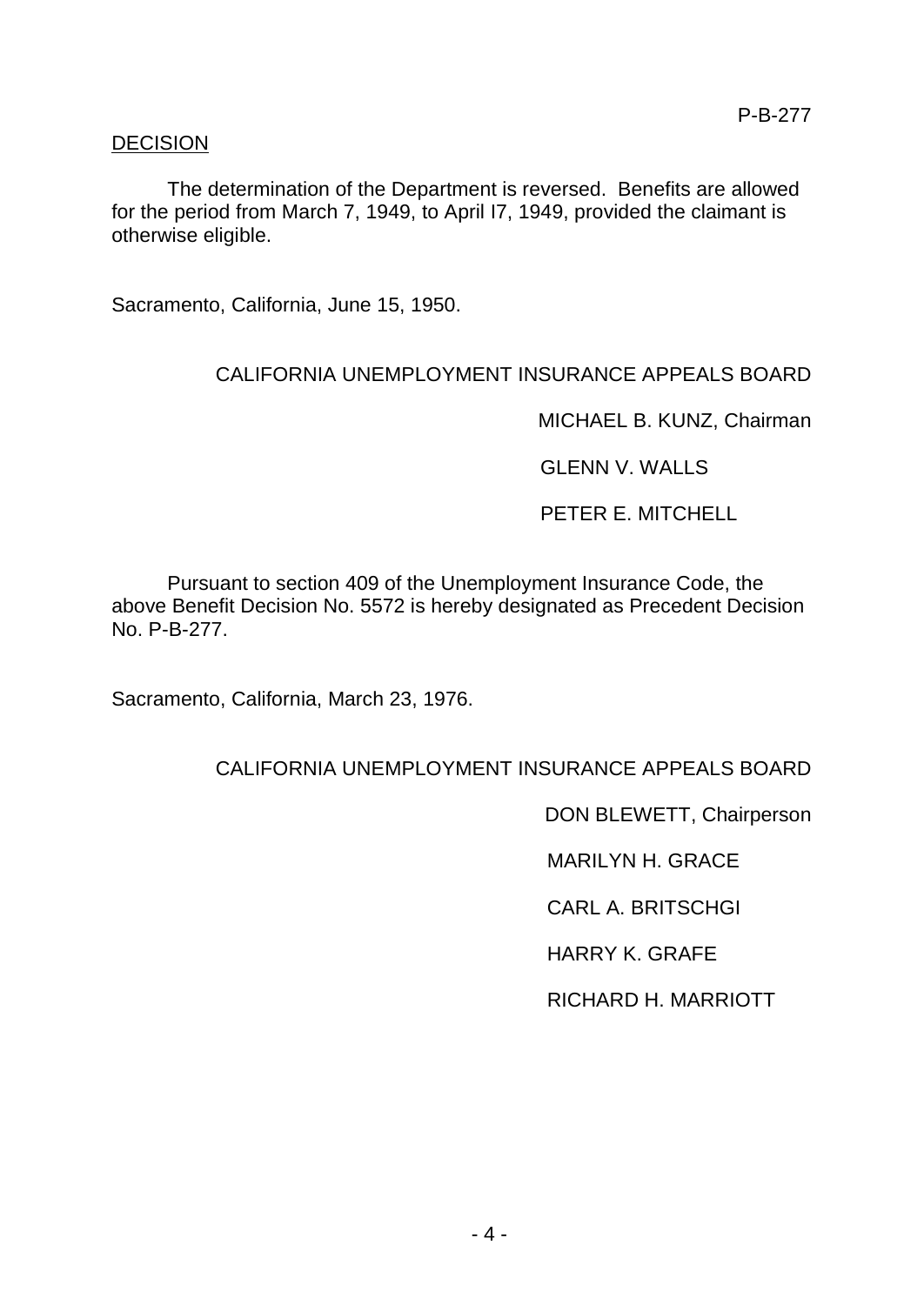## DECISION

The determination of the Department is reversed. Benefits are allowed for the period from March 7, 1949, to April I7, 1949, provided the claimant is otherwise eligible.

Sacramento, California, June 15, 1950.

CALIFORNIA UNEMPLOYMENT INSURANCE APPEALS BOARD

MICHAEL B. KUNZ, Chairman

GLENN V. WALLS

PETER E. MITCHELL

Pursuant to section 409 of the Unemployment Insurance Code, the above Benefit Decision No. 5572 is hereby designated as Precedent Decision No. P-B-277.

Sacramento, California, March 23, 1976.

CALIFORNIA UNEMPLOYMENT INSURANCE APPEALS BOARD

DON BLEWETT, Chairperson

MARILYN H. GRACE

CARL A. BRITSCHGI

HARRY K. GRAFE

RICHARD H. MARRIOTT